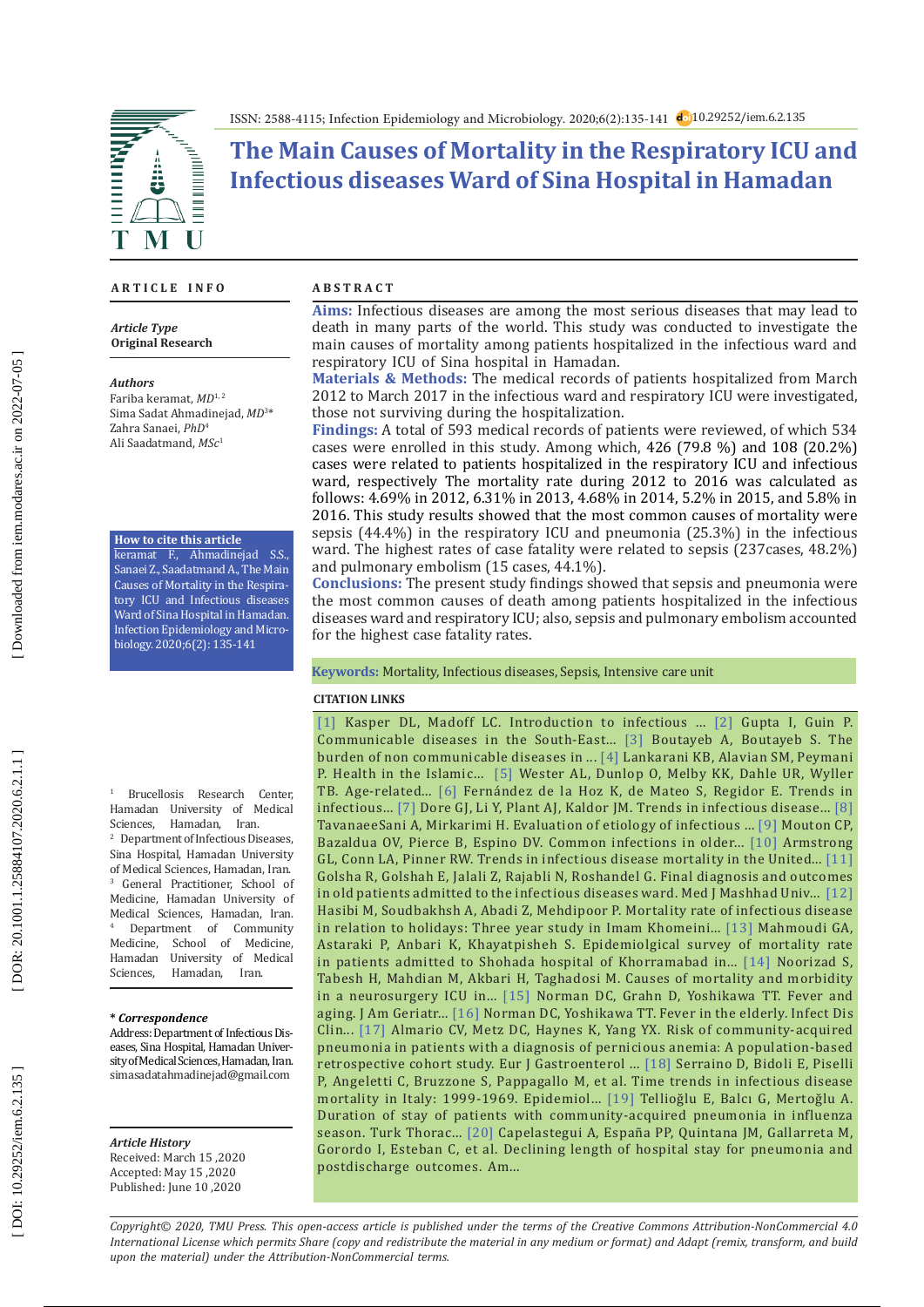# The Main Causes of Mortality in the Respiratory ICU and Infectious diseases Ward of Sina Hospital in Hamadan

## ARTICLE INFO

*Article Type*
**Original Research**

*Authors*
Fariba keramat, *MD*[1, 2]
Sima Sadat Ahmadinejad, *MD*[3]*
Zahra Sanaei, *PhD*[4]
Ali Saadatmand, *MSc*[1]

**How to cite this article**
keramat F., Ahmadinejad S.S., Sanaei Z., Saadatmand A., The Main Causes of Mortality in the Respiratory ICU and Infectious diseases Ward of Sina Hospital in Hamadan. Infection Epidemiology and Microbiology. 2020;6(2): 135-141

[1] Brucellosis Research Center, Hamadan University of Medical Sciences, Hamadan, Iran.
[2] Department of Infectious Diseases, Sina Hospital, Hamadan University of Medical Sciences, Hamadan, Iran.
[3] General Practitioner, School of Medicine, Hamadan University of Medical Sciences, Hamadan, Iran.
[4] Department of Community Medicine, School of Medicine, Hamadan University of Medical Sciences, Hamadan, Iran.

*** Correspondence**
Address: Department of Infectious Diseases, Sina Hospital, Hamadan University of Medical Sciences, Hamadan, Iran.
simasadatahmadinejad@gmail.com

*Article History*
Received: March 15 ,2020
Accepted: May 15 ,2020
Published: June 10 ,2020

## ABSTRACT

**Aims:** Infectious diseases are among the most serious diseases that may lead to death in many parts of the world. This study was conducted to investigate the main causes of mortality among patients hospitalized in the infectious ward and respiratory ICU of Sina hospital in Hamadan.

**Materials & Methods:** The medical records of patients hospitalized from March 2012 to March 2017 in the infectious ward and respiratory ICU were investigated, those not surviving during the hospitalization.

**Findings:** A total of 593 medical records of patients were reviewed, of which 534 cases were enrolled in this study. Among which, 426 (79.8 %) and 108 (20.2%) cases were related to patients hospitalized in the respiratory ICU and infectious ward, respectively The mortality rate during 2012 to 2016 was calculated as follows: 4.69% in 2012, 6.31% in 2013, 4.68% in 2014, 5.2% in 2015, and 5.8% in 2016. This study results showed that the most common causes of mortality were sepsis (44.4%) in the respiratory ICU and pneumonia (25.3%) in the infectious ward. The highest rates of case fatality were related to sepsis (237cases, 48.2%) and pulmonary embolism (15 cases, 44.1%).

**Conclusions:** The present study findings showed that sepsis and pneumonia were the most common causes of death among patients hospitalized in the infectious diseases ward and respiratory ICU; also, sepsis and pulmonary embolism accounted for the highest case fatality rates.

**Keywords:** Mortality, Infectious diseases, Sepsis, Intensive care unit

### CITATION LINKS

[1] Kasper DL, Madoff LC. Introduction to infectious ... [2] Gupta I, Guin P. Communicable diseases in the South-East... [3] Boutayeb A, Boutayeb S. The burden of non communicable diseases in ... [4] Lankarani KB, Alavian SM, Peymani P. Health in the Islamic... [5] Wester AL, Dunlop O, Melby KK, Dahle UR, Wyller TB. Age-related... [6] Fernández de la Hoz K, de Mateo S, Regidor E. Trends in infectious... [7] Dore GJ, Li Y, Plant AJ, Kaldor JM. Trends in infectious disease... [8] TavanaeeSani A, Mirkarimi H. Evaluation of etiology of infectious ... [9] Mouton CP, Bazaldua OV, Pierce B, Espino DV. Common infections in older... [10] Armstrong GL, Conn LA, Pinner RW. Trends in infectious disease mortality in the United... [11] Golsha R, Golshah E, Jalali Z, Rajabli N, Roshandel G. Final diagnosis and outcomes in old patients admitted to the infectious diseases ward. Med J Mashhad Univ... [12] Hasibi M, Soudbakhsh A, Abadi Z, Mehdipoor P. Mortality rate of infectious disease in relation to holidays: Three year study in Imam Khomeini... [13] Mahmoudi GA, Astaraki P, Anbari K, Khayatpisheh S. Epidemiolgical survey of mortality rate in patients admitted to Shohada hospital of Khorramabad in... [14] Noorizad S, Tabesh H, Mahdian M, Akbari H, Taghadosi M. Causes of mortality and morbidity in a neurosurgery ICU in... [15] Norman DC, Grahn D, Yoshikawa TT. Fever and aging. J Am Geriatr... [16] Norman DC, Yoshikawa TT. Fever in the elderly. Infect Dis Clin... [17] Almario CV, Metz DC, Haynes K, Yang YX. Risk of community-acquired pneumonia in patients with a diagnosis of pernicious anemia: A population-based retrospective cohort study. Eur J Gastroenterol ... [18] Serraino D, Bidoli E, Piselli P, Angeletti C, Bruzzone S, Pappagallo M, et al. Time trends in infectious disease mortality in Italy: 1999-1969. Epidemiol... [19] Tellioğlu E, Balcı G, Mertoğlu A. Duration of stay of patients with community-acquired pneumonia in influenza season. Turk Thorac... [20] Capelastegui A, España PP, Quintana JM, Gallarreta M, Gorordo I, Esteban C, et al. Declining length of hospital stay for pneumonia and postdischarge outcomes. Am...

*Copyright© 2020, TMU Press. This open-access article is published under the terms of the Creative Commons Attribution-NonCommercial 4.0 International License which permits Share (copy and redistribute the material in any medium or format) and Adapt (remix, transform, and build upon the material) under the Attribution-NonCommercial terms.*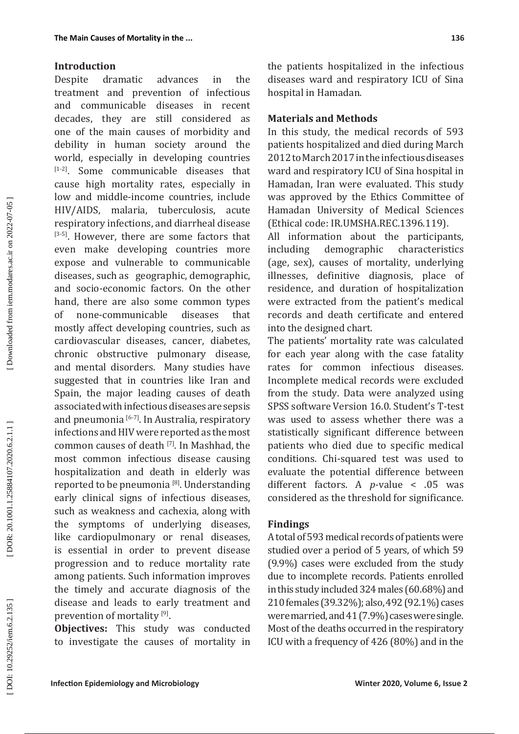## Introduction

Despite dramatic advances in the treatment and prevention of infectious and communicable diseases in recent decades, they are still considered as one of the main causes of morbidity and debility in human society around the world, especially in developing countries [1-2]. Some communicable diseases that cause high mortality rates, especially in low and middle-income countries, include HIV/AIDS, malaria, tuberculosis, acute respiratory infections, and diarrheal disease [3-5]. However, there are some factors that even make developing countries more expose and vulnerable to communicable diseases, such as geographic, demographic, and socio-economic factors. On the other hand, there are also some common types of none-communicable diseases that mostly affect developing countries, such as cardiovascular diseases, cancer, diabetes, chronic obstructive pulmonary disease, and mental disorders. Many studies have suggested that in countries like Iran and Spain, the major leading causes of death associated with infectious diseases are sepsis and pneumonia [6-7]. In Australia, respiratory infections and HIV were reported as the most common causes of death [7]. In Mashhad, the most common infectious disease causing hospitalization and death in elderly was reported to be pneumonia [8]. Understanding early clinical signs of infectious diseases, such as weakness and cachexia, along with the symptoms of underlying diseases, like cardiopulmonary or renal diseases, is essential in order to prevent disease progression and to reduce mortality rate among patients. Such information improves the timely and accurate diagnosis of the disease and leads to early treatment and prevention of mortality [9].

**Objectives:** This study was conducted to investigate the causes of mortality in the patients hospitalized in the infectious diseases ward and respiratory ICU of Sina hospital in Hamadan.

## Materials and Methods

In this study, the medical records of 593 patients hospitalized and died during March 2012 to March 2017 in the infectious diseases ward and respiratory ICU of Sina hospital in Hamadan, Iran were evaluated. This study was approved by the Ethics Committee of Hamadan University of Medical Sciences (Ethical code: IR.UMSHA.REC.1396.119).

All information about the participants, including demographic characteristics (age, sex), causes of mortality, underlying illnesses, definitive diagnosis, place of residence, and duration of hospitalization were extracted from the patient's medical records and death certificate and entered into the designed chart.

The patients' mortality rate was calculated for each year along with the case fatality rates for common infectious diseases. Incomplete medical records were excluded from the study. Data were analyzed using SPSS software Version 16.0. Student's T-test was used to assess whether there was a statistically significant difference between patients who died due to specific medical conditions. Chi-squared test was used to evaluate the potential difference between different factors. A *p*-value < .05 was considered as the threshold for significance.

## Findings

A total of 593 medical records of patients were studied over a period of 5 years, of which 59 (9.9%) cases were excluded from the study due to incomplete records. Patients enrolled in this study included 324 males (60.68%) and 210 females (39.32%); also, 492 (92.1%) cases were married, and 41 (7.9%) cases were single. Most of the deaths occurred in the respiratory ICU with a frequency of 426 (80%) and in the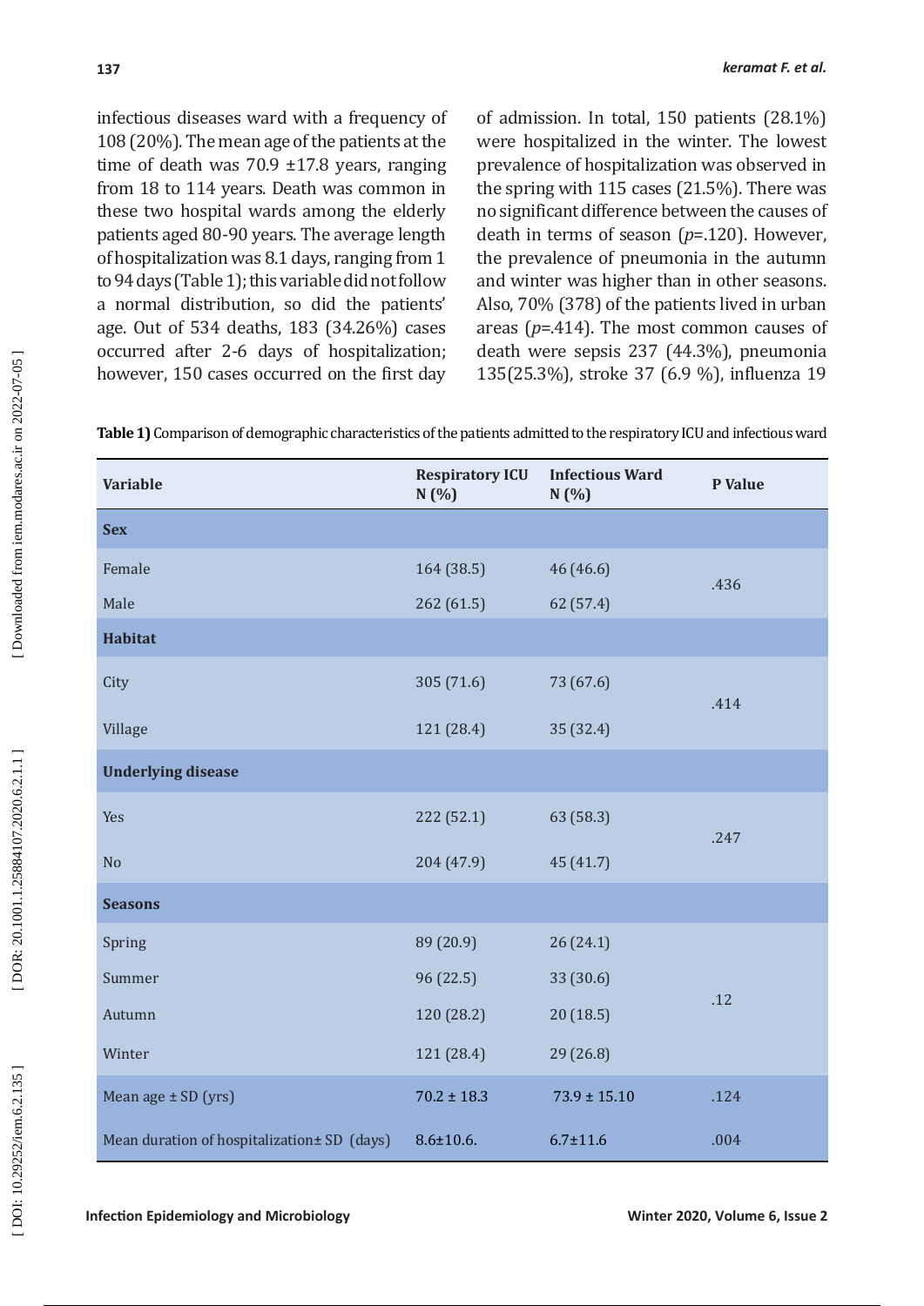infectious diseases ward with a frequency of 108 (20%). The mean age of the patients at the time of death was 70.9 ±17.8 years, ranging from 18 to 114 years. Death was common in these two hospital wards among the elderly patients aged 80-90 years. The average length of hospitalization was 8.1 days, ranging from 1 to 94 days (Table 1); this variable did not follow a normal distribution, so did the patients' age. Out of 534 deaths, 183 (34.26%) cases occurred after 2-6 days of hospitalization; however, 150 cases occurred on the first day of admission. In total, 150 patients (28.1%) were hospitalized in the winter. The lowest prevalence of hospitalization was observed in the spring with 115 cases (21.5%). There was no significant difference between the causes of death in terms of season (*p*=.120). However, the prevalence of pneumonia in the autumn and winter was higher than in other seasons. Also, 70% (378) of the patients lived in urban areas (*p*=.414). The most common causes of death were sepsis 237 (44.3%), pneumonia 135(25.3%), stroke 37 (6.9 %), influenza 19

**Table 1)** Comparison of demographic characteristics of the patients admitted to the respiratory ICU and infectious ward

| Variable | Respiratory ICU N (%) | Infectious Ward N (%) | P Value |
|---|---|---|---|
| **Sex** | | | |
| Female | 164 (38.5) | 46 (46.6) | .436 |
| Male | 262 (61.5) | 62 (57.4) | |
| **Habitat** | | | |
| City | 305 (71.6) | 73 (67.6) | .414 |
| Village | 121 (28.4) | 35 (32.4) | |
| **Underlying disease** | | | |
| Yes | 222 (52.1) | 63 (58.3) | .247 |
| No | 204 (47.9) | 45 (41.7) | |
| **Seasons** | | | |
| Spring | 89 (20.9) | 26 (24.1) | .12 |
| Summer | 96 (22.5) | 33 (30.6) | |
| Autumn | 120 (28.2) | 20 (18.5) | |
| Winter | 121 (28.4) | 29 (26.8) | |
| Mean age ± SD (yrs) | 70.2 ± 18.3 | 73.9 ± 15.10 | .124 |
| Mean duration of hospitalization± SD (days) | 8.6±10.6. | 6.7±11.6 | .004 |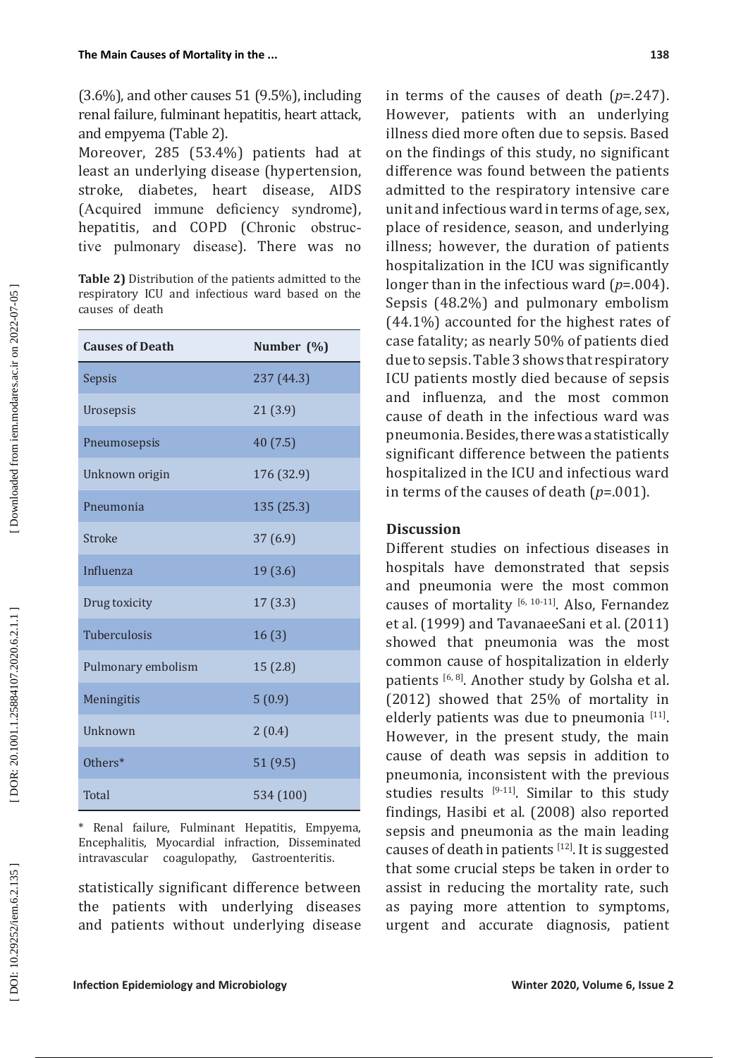(3.6%), and other causes 51 (9.5%), including renal failure, fulminant hepatitis, heart attack, and empyema (Table 2).

Moreover, 285 (53.4%) patients had at least an underlying disease (hypertension, stroke, diabetes, heart disease, AIDS (Acquired immune deficiency syndrome), hepatitis, and COPD (Chronic obstructive pulmonary disease). There was no statistically significant difference between the patients with underlying diseases and patients without underlying disease in terms of the causes of death (*p*=.247). However, patients with an underlying illness died more often due to sepsis. Based on the findings of this study, no significant difference was found between the patients admitted to the respiratory intensive care unit and infectious ward in terms of age, sex, place of residence, season, and underlying illness; however, the duration of patients hospitalization in the ICU was significantly longer than in the infectious ward (*p*=.004). Sepsis (48.2%) and pulmonary embolism (44.1%) accounted for the highest rates of case fatality; as nearly 50% of patients died due to sepsis. Table 3 shows that respiratory ICU patients mostly died because of sepsis and influenza, and the most common cause of death in the infectious ward was pneumonia. Besides, there was a statistically significant difference between the patients hospitalized in the ICU and infectious ward in terms of the causes of death (*p*=.001).

**Table 2)** Distribution of the patients admitted to the respiratory ICU and infectious ward based on the causes of death

| Causes of Death | Number (%) |
|---|---|
| Sepsis | 237 (44.3) |
| Urosepsis | 21 (3.9) |
| Pneumosepsis | 40 (7.5) |
| Unknown origin | 176 (32.9) |
| Pneumonia | 135 (25.3) |
| Stroke | 37 (6.9) |
| Influenza | 19 (3.6) |
| Drug toxicity | 17 (3.3) |
| Tuberculosis | 16 (3) |
| Pulmonary embolism | 15 (2.8) |
| Meningitis | 5 (0.9) |
| Unknown | 2 (0.4) |
| Others* | 51 (9.5) |
| Total | 534 (100) |

* Renal failure, Fulminant Hepatitis, Empyema, Encephalitis, Myocardial infraction, Disseminated intravascular coagulopathy, Gastroenteritis.

## Discussion

Different studies on infectious diseases in hospitals have demonstrated that sepsis and pneumonia were the most common causes of mortality [6, 10-11]. Also, Fernandez et al. (1999) and TavanaeeSani et al. (2011) showed that pneumonia was the most common cause of hospitalization in elderly patients [6, 8]. Another study by Golsha et al. (2012) showed that 25% of mortality in elderly patients was due to pneumonia [11]. However, in the present study, the main cause of death was sepsis in addition to pneumonia, inconsistent with the previous studies results [9-11]. Similar to this study findings, Hasibi et al. (2008) also reported sepsis and pneumonia as the main leading causes of death in patients [12]. It is suggested that some crucial steps be taken in order to assist in reducing the mortality rate, such as paying more attention to symptoms, urgent and accurate diagnosis, patient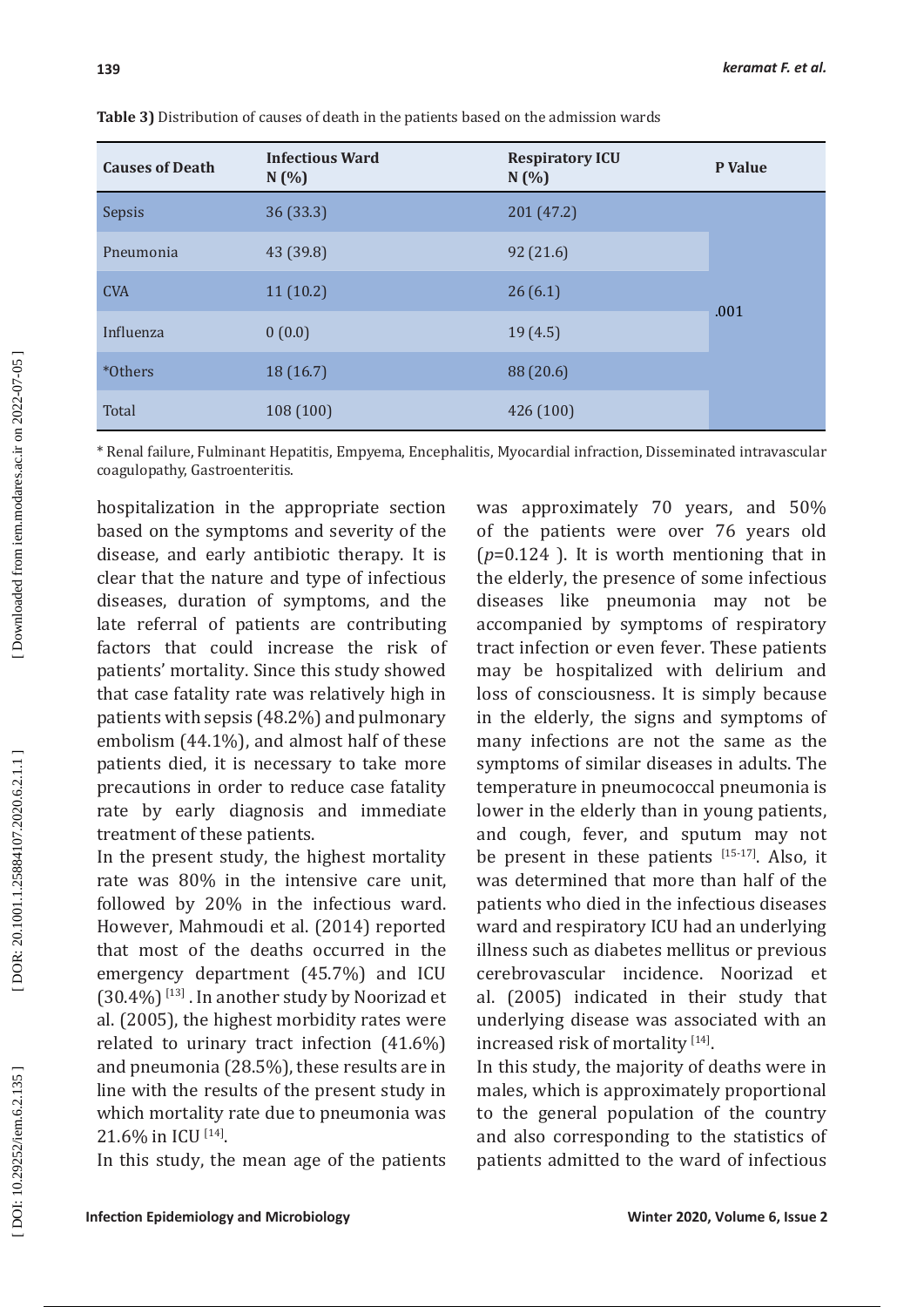**Table 3)** Distribution of causes of death in the patients based on the admission wards

| Causes of Death | Infectious Ward N (%) | Respiratory ICU N (%) | P Value |
|---|---|---|---|
| Sepsis | 36 (33.3) | 201 (47.2) | .001 |
| Pneumonia | 43 (39.8) | 92 (21.6) | |
| CVA | 11 (10.2) | 26 (6.1) | |
| Influenza | 0 (0.0) | 19 (4.5) | |
| *Others | 18 (16.7) | 88 (20.6) | |
| Total | 108 (100) | 426 (100) | |

* Renal failure, Fulminant Hepatitis, Empyema, Encephalitis, Myocardial infraction, Disseminated intravascular coagulopathy, Gastroenteritis.

hospitalization in the appropriate section based on the symptoms and severity of the disease, and early antibiotic therapy. It is clear that the nature and type of infectious diseases, duration of symptoms, and the late referral of patients are contributing factors that could increase the risk of patients' mortality. Since this study showed that case fatality rate was relatively high in patients with sepsis (48.2%) and pulmonary embolism (44.1%), and almost half of these patients died, it is necessary to take more precautions in order to reduce case fatality rate by early diagnosis and immediate treatment of these patients.

In the present study, the highest mortality rate was 80% in the intensive care unit, followed by 20% in the infectious ward. However, Mahmoudi et al. (2014) reported that most of the deaths occurred in the emergency department (45.7%) and ICU (30.4%) [13] . In another study by Noorizad et al. (2005), the highest morbidity rates were related to urinary tract infection (41.6%) and pneumonia (28.5%), these results are in line with the results of the present study in which mortality rate due to pneumonia was 21.6% in ICU [14].

In this study, the mean age of the patients was approximately 70 years, and 50% of the patients were over 76 years old ($p$=0.124 ). It is worth mentioning that in the elderly, the presence of some infectious diseases like pneumonia may not be accompanied by symptoms of respiratory tract infection or even fever. These patients may be hospitalized with delirium and loss of consciousness. It is simply because in the elderly, the signs and symptoms of many infections are not the same as the symptoms of similar diseases in adults. The temperature in pneumococcal pneumonia is lower in the elderly than in young patients, and cough, fever, and sputum may not be present in these patients [15-17]. Also, it was determined that more than half of the patients who died in the infectious diseases ward and respiratory ICU had an underlying illness such as diabetes mellitus or previous cerebrovascular incidence. Noorizad et al. (2005) indicated in their study that underlying disease was associated with an increased risk of mortality [14].

In this study, the majority of deaths were in males, which is approximately proportional to the general population of the country and also corresponding to the statistics of patients admitted to the ward of infectious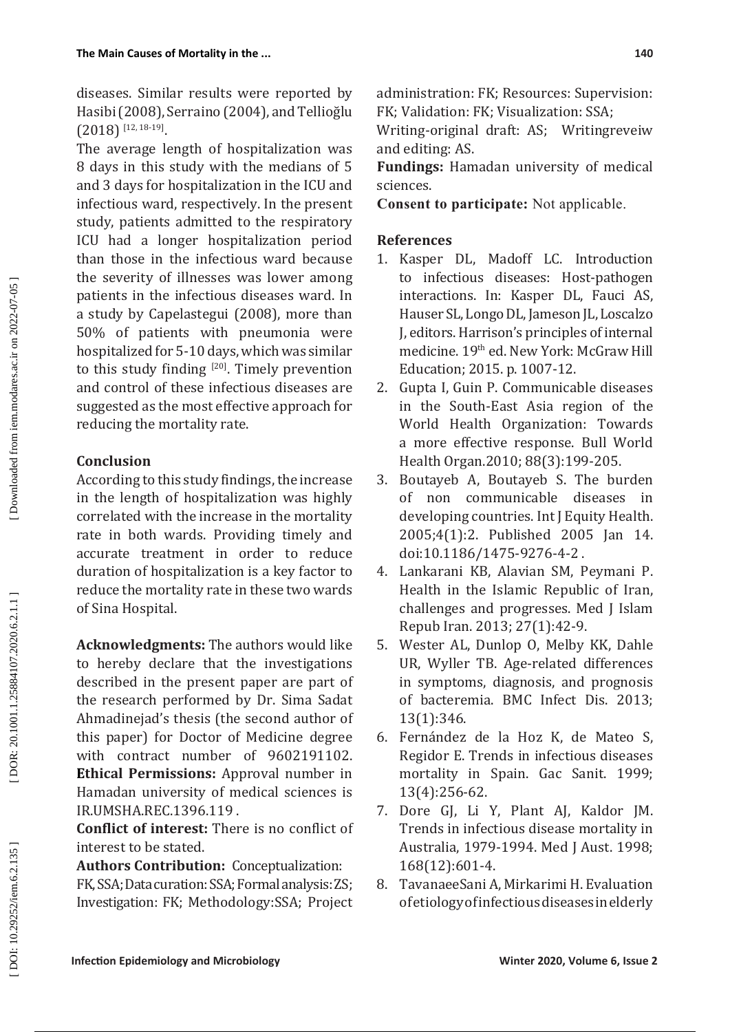diseases. Similar results were reported by Hasibi (2008), Serraino (2004), and Tellioğlu (2018) [12, 18-19].

The average length of hospitalization was 8 days in this study with the medians of 5 and 3 days for hospitalization in the ICU and infectious ward, respectively. In the present study, patients admitted to the respiratory ICU had a longer hospitalization period than those in the infectious ward because the severity of illnesses was lower among patients in the infectious diseases ward. In a study by Capelastegui (2008), more than 50% of patients with pneumonia were hospitalized for 5-10 days, which was similar to this study finding [20]. Timely prevention and control of these infectious diseases are suggested as the most effective approach for reducing the mortality rate.

## Conclusion

According to this study findings, the increase in the length of hospitalization was highly correlated with the increase in the mortality rate in both wards. Providing timely and accurate treatment in order to reduce duration of hospitalization is a key factor to reduce the mortality rate in these two wards of Sina Hospital.

**Acknowledgments:** The authors would like to hereby declare that the investigations described in the present paper are part of the research performed by Dr. Sima Sadat Ahmadinejad's thesis (the second author of this paper) for Doctor of Medicine degree with contract number of 9602191102.

**Ethical Permissions:** Approval number in Hamadan university of medical sciences is IR.UMSHA.REC.1396.119 .

**Conflict of interest:** There is no conflict of interest to be stated.

**Authors Contribution:** Conceptualization: FK, SSA; Data curation: SSA; Formal analysis: ZS; Investigation: FK; Methodology:SSA; Project administration: FK; Resources: Supervision: FK; Validation: FK; Visualization: SSA; Writing-original draft: AS; Writingreveiw and editing: AS.

**Fundings:** Hamadan university of medical sciences.

**Consent to participate:** Not applicable.

## References

1. Kasper DL, Madoff LC. Introduction to infectious diseases: Host-pathogen interactions. In: Kasper DL, Fauci AS, Hauser SL, Longo DL, Jameson JL, Loscalzo J, editors. Harrison's principles of internal medicine. 19th ed. New York: McGraw Hill Education; 2015. p. 1007-12.
2. Gupta I, Guin P. Communicable diseases in the South-East Asia region of the World Health Organization: Towards a more effective response. Bull World Health Organ.2010; 88(3):199-205.
3. Boutayeb A, Boutayeb S. The burden of non communicable diseases in developing countries. Int J Equity Health. 2005;4(1):2. Published 2005 Jan 14. doi:10.1186/1475-9276-4-2 .
4. Lankarani KB, Alavian SM, Peymani P. Health in the Islamic Republic of Iran, challenges and progresses. Med J Islam Repub Iran. 2013; 27(1):42-9.
5. Wester AL, Dunlop O, Melby KK, Dahle UR, Wyller TB. Age-related differences in symptoms, diagnosis, and prognosis of bacteremia. BMC Infect Dis. 2013; 13(1):346.
6. Fernández de la Hoz K, de Mateo S, Regidor E. Trends in infectious diseases mortality in Spain. Gac Sanit. 1999; 13(4):256-62.
7. Dore GJ, Li Y, Plant AJ, Kaldor JM. Trends in infectious disease mortality in Australia, 1979-1994. Med J Aust. 1998; 168(12):601-4.
8. TavanaeeSani A, Mirkarimi H. Evaluation of etiology of infectious diseases in elderly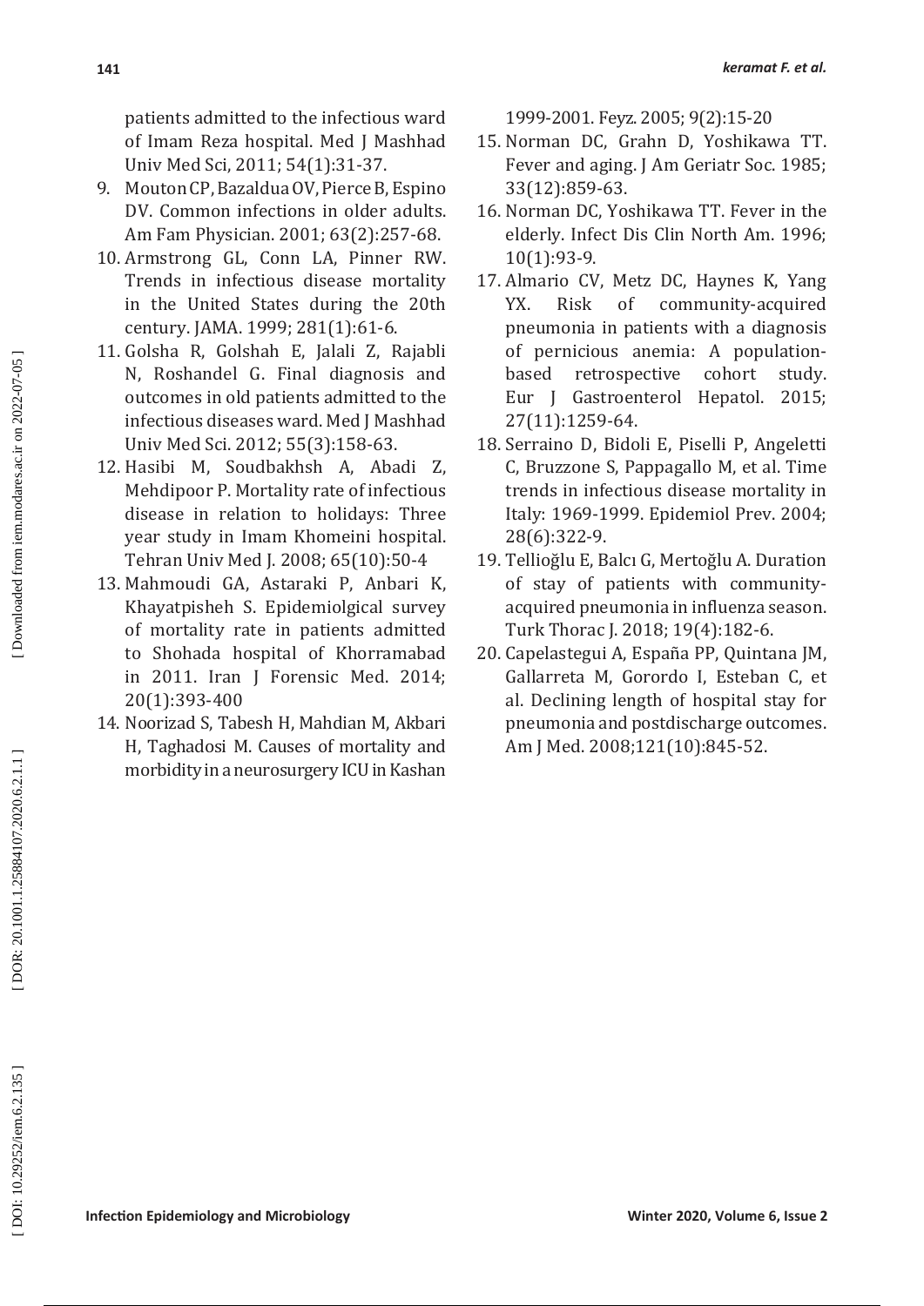patients admitted to the infectious ward of Imam Reza hospital. Med J Mashhad Univ Med Sci, 2011; 54(1):31-37.

9. Mouton CP, Bazaldua OV, Pierce B, Espino DV. Common infections in older adults. Am Fam Physician. 2001; 63(2):257-68.
10. Armstrong GL, Conn LA, Pinner RW. Trends in infectious disease mortality in the United States during the 20th century. JAMA. 1999; 281(1):61-6.
11. Golsha R, Golshah E, Jalali Z, Rajabli N, Roshandel G. Final diagnosis and outcomes in old patients admitted to the infectious diseases ward. Med J Mashhad Univ Med Sci. 2012; 55(3):158-63.
12. Hasibi M, Soudbakhsh A, Abadi Z, Mehdipoor P. Mortality rate of infectious disease in relation to holidays: Three year study in Imam Khomeini hospital. Tehran Univ Med J. 2008; 65(10):50-4
13. Mahmoudi GA, Astaraki P, Anbari K, Khayatpisheh S. Epidemiolgical survey of mortality rate in patients admitted to Shohada hospital of Khorramabad in 2011. Iran J Forensic Med. 2014; 20(1):393-400
14. Noorizad S, Tabesh H, Mahdian M, Akbari H, Taghadosi M. Causes of mortality and morbidity in a neurosurgery ICU in Kashan 1999-2001. Feyz. 2005; 9(2):15-20
15. Norman DC, Grahn D, Yoshikawa TT. Fever and aging. J Am Geriatr Soc. 1985; 33(12):859-63.
16. Norman DC, Yoshikawa TT. Fever in the elderly. Infect Dis Clin North Am. 1996; 10(1):93-9.
17. Almario CV, Metz DC, Haynes K, Yang YX. Risk of community-acquired pneumonia in patients with a diagnosis of pernicious anemia: A population-based retrospective cohort study. Eur J Gastroenterol Hepatol. 2015; 27(11):1259-64.
18. Serraino D, Bidoli E, Piselli P, Angeletti C, Bruzzone S, Pappagallo M, et al. Time trends in infectious disease mortality in Italy: 1969-1999. Epidemiol Prev. 2004; 28(6):322-9.
19. Tellioğlu E, Balcı G, Mertoğlu A. Duration of stay of patients with community-acquired pneumonia in influenza season. Turk Thorac J. 2018; 19(4):182-6.
20. Capelastegui A, España PP, Quintana JM, Gallarreta M, Gorordo I, Esteban C, et al. Declining length of hospital stay for pneumonia and postdischarge outcomes. Am J Med. 2008;121(10):845-52.